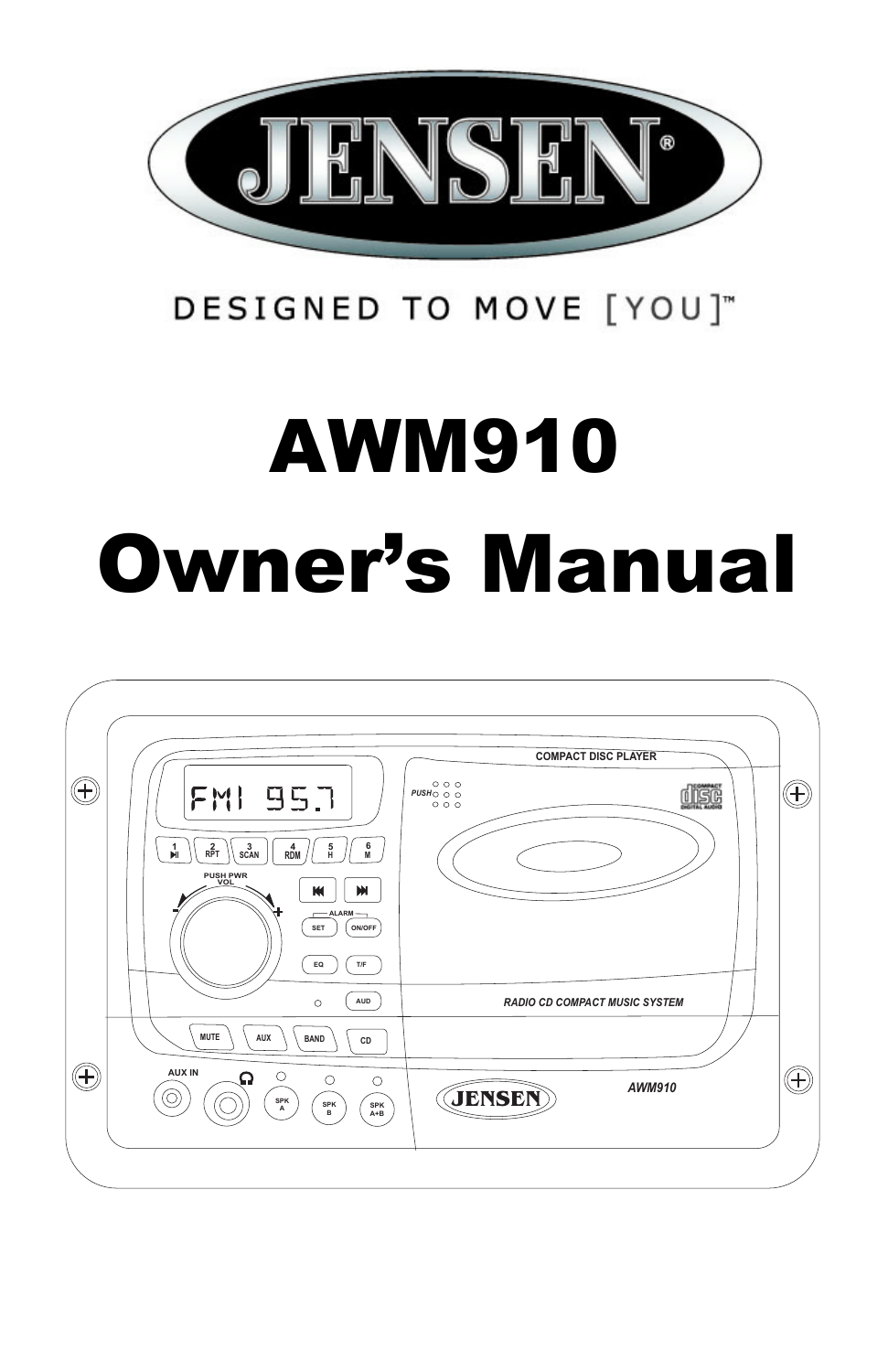# JENSEN®

DESIGNED TO MOVE [YOU]™

# AWM910

# Owner's Manual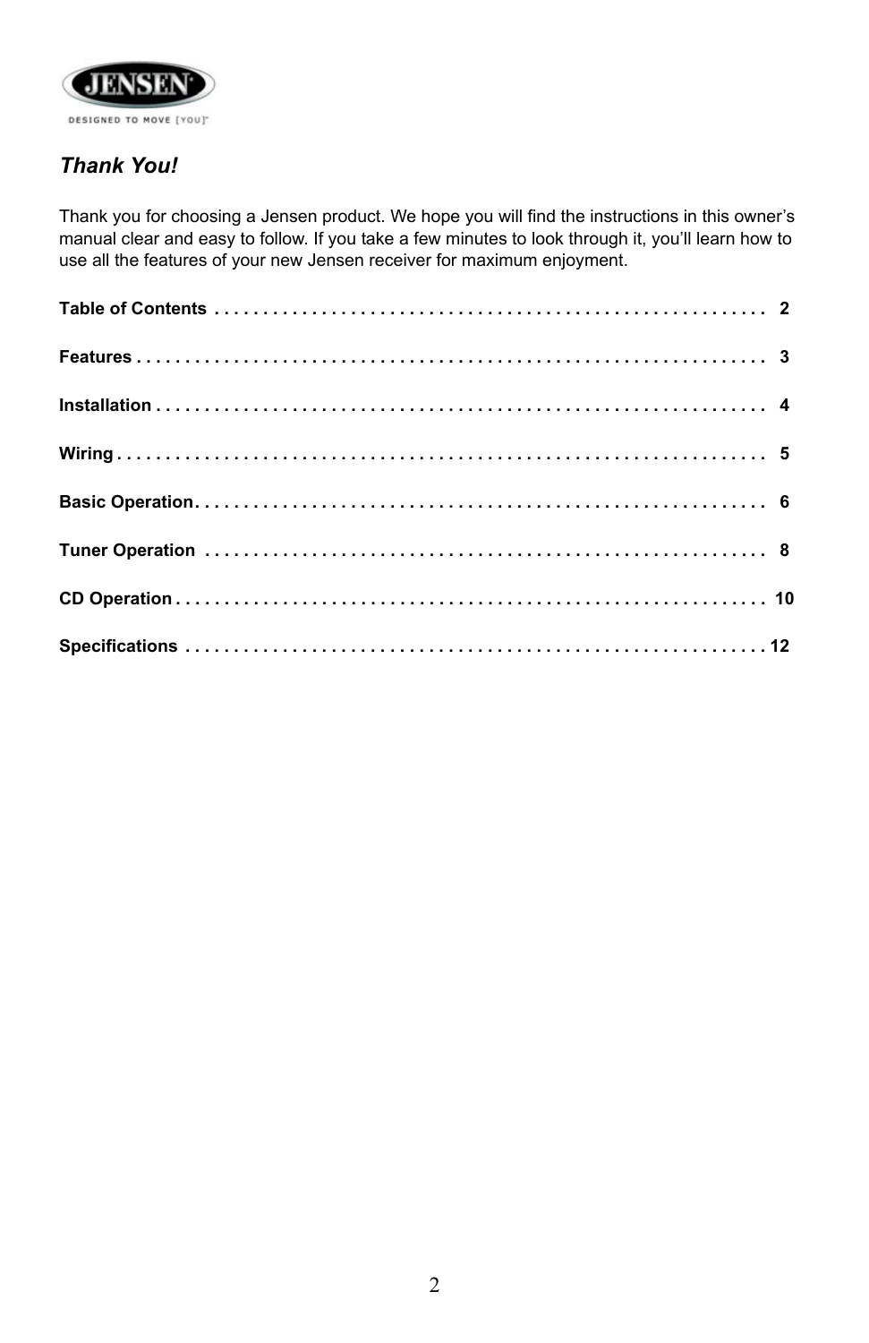## *Thank You!*

Thank you for choosing a Jensen product. We hope you will find the instructions in this owner's manual clear and easy to follow. If you take a few minutes to look through it, you'll learn how to use all the features of your new Jensen receiver for maximum enjoyment.

**Table of Contents** . . . . . . . . . . . . . . . . . . . . . . . . . . . . . . . . . . . . . . . . . . . . . . . . . . . . . . . **2**

**Features** . . . . . . . . . . . . . . . . . . . . . . . . . . . . . . . . . . . . . . . . . . . . . . . . . . . . . . . . . . . . . . . **3**

**Installation** . . . . . . . . . . . . . . . . . . . . . . . . . . . . . . . . . . . . . . . . . . . . . . . . . . . . . . . . . . . . . **4**

**Wiring** . . . . . . . . . . . . . . . . . . . . . . . . . . . . . . . . . . . . . . . . . . . . . . . . . . . . . . . . . . . . . . . . . **5**

**Basic Operation** . . . . . . . . . . . . . . . . . . . . . . . . . . . . . . . . . . . . . . . . . . . . . . . . . . . . . . . . . **6**

**Tuner Operation** . . . . . . . . . . . . . . . . . . . . . . . . . . . . . . . . . . . . . . . . . . . . . . . . . . . . . . . . . **8**

**CD Operation** . . . . . . . . . . . . . . . . . . . . . . . . . . . . . . . . . . . . . . . . . . . . . . . . . . . . . . . . . . . **10**

**Specifications** . . . . . . . . . . . . . . . . . . . . . . . . . . . . . . . . . . . . . . . . . . . . . . . . . . . . . . . . . . **12**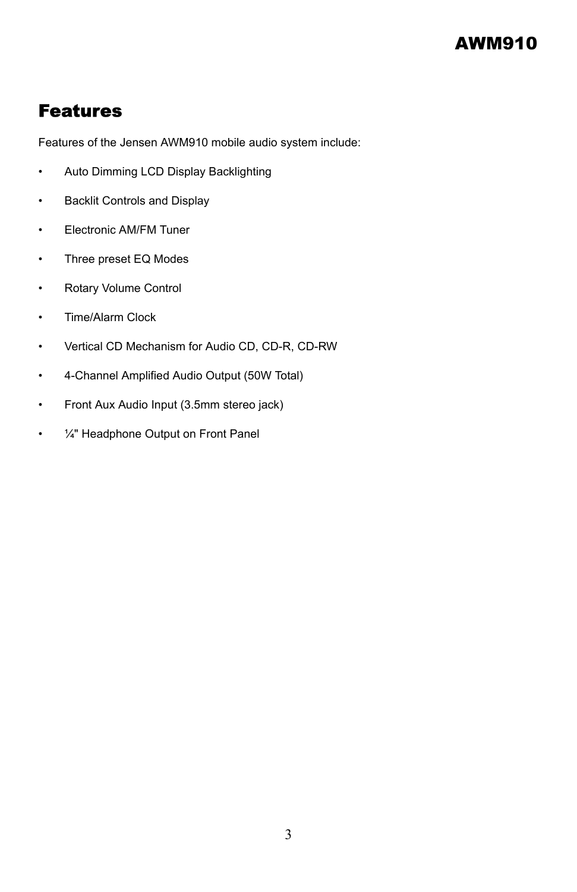# Features

Features of the Jensen AWM910 mobile audio system include:

- Auto Dimming LCD Display Backlighting
- Backlit Controls and Display
- Electronic AM/FM Tuner
- Three preset EQ Modes
- Rotary Volume Control
- Time/Alarm Clock
- Vertical CD Mechanism for Audio CD, CD-R, CD-RW
- 4-Channel Amplified Audio Output (50W Total)
- Front Aux Audio Input (3.5mm stereo jack)
- ¼" Headphone Output on Front Panel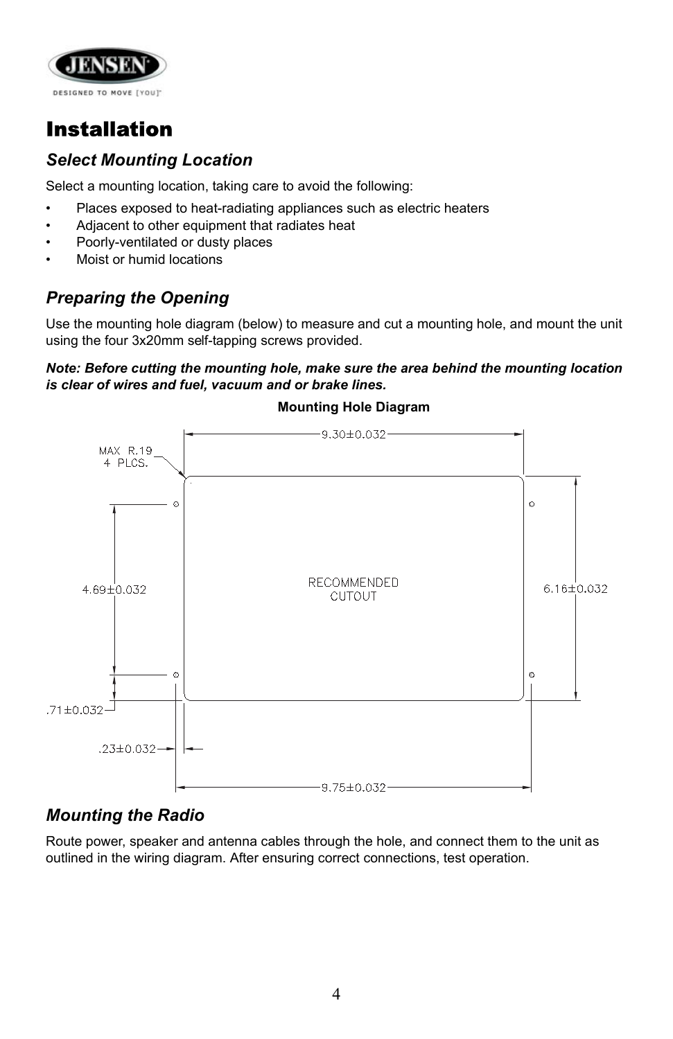# Installation

## *Select Mounting Location*

Select a mounting location, taking care to avoid the following:

- Places exposed to heat-radiating appliances such as electric heaters
- Adjacent to other equipment that radiates heat
- Poorly-ventilated or dusty places
- Moist or humid locations

## *Preparing the Opening*

Use the mounting hole diagram (below) to measure and cut a mounting hole, and mount the unit using the four 3x20mm self-tapping screws provided.

***Note: Before cutting the mounting hole, make sure the area behind the mounting location is clear of wires and fuel, vacuum and or brake lines.***

**Mounting Hole Diagram**

MAX R.19 4 PLCS.

9.30±0.032

4.69±0.032

RECOMMENDED CUTOUT

6.16±0.032

.71±0.032

.23±0.032

9.75±0.032

## *Mounting the Radio*

Route power, speaker and antenna cables through the hole, and connect them to the unit as outlined in the wiring diagram. After ensuring correct connections, test operation.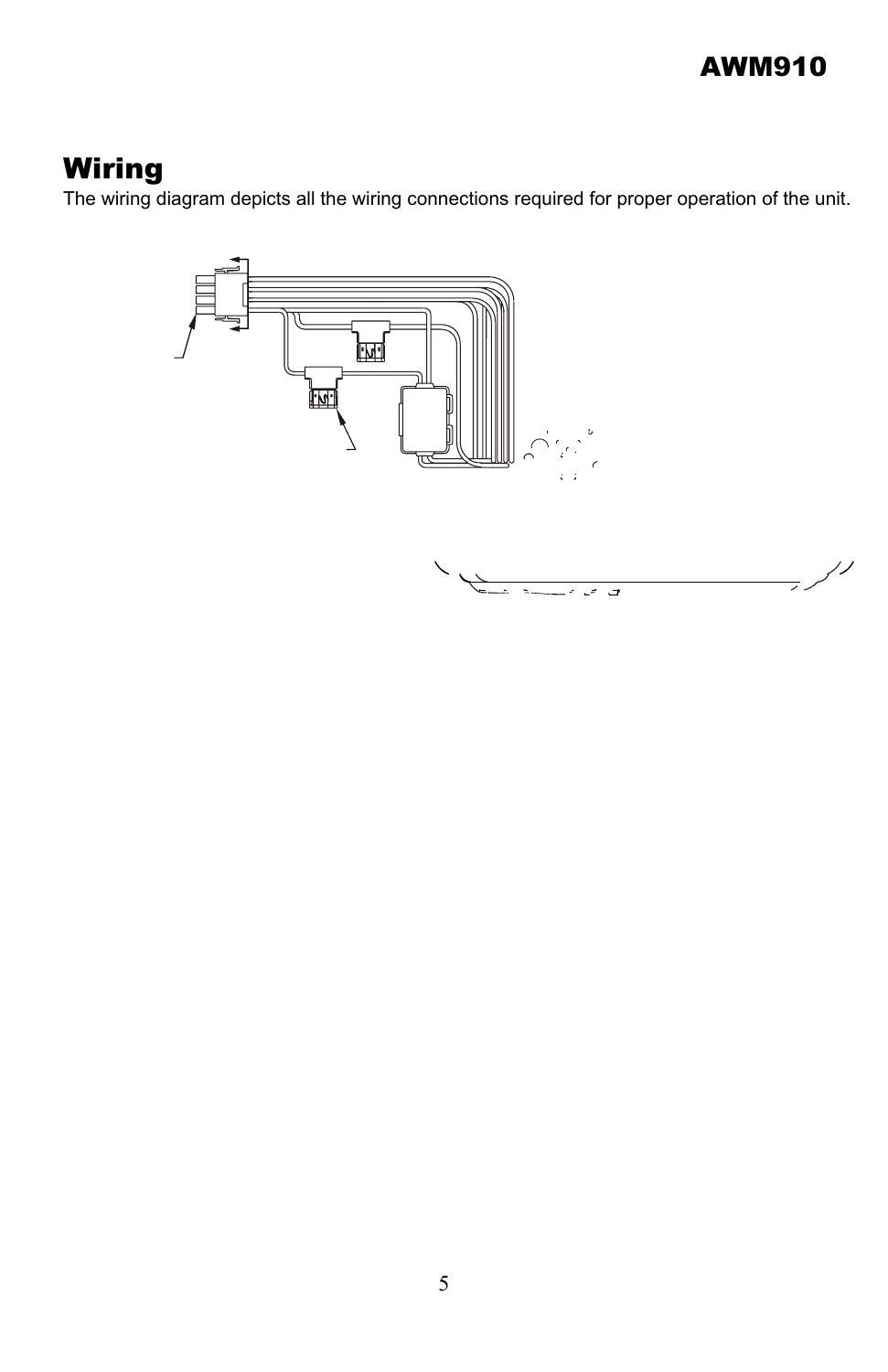## Wiring

The wiring diagram depicts all the wiring connections required for proper operation of the unit.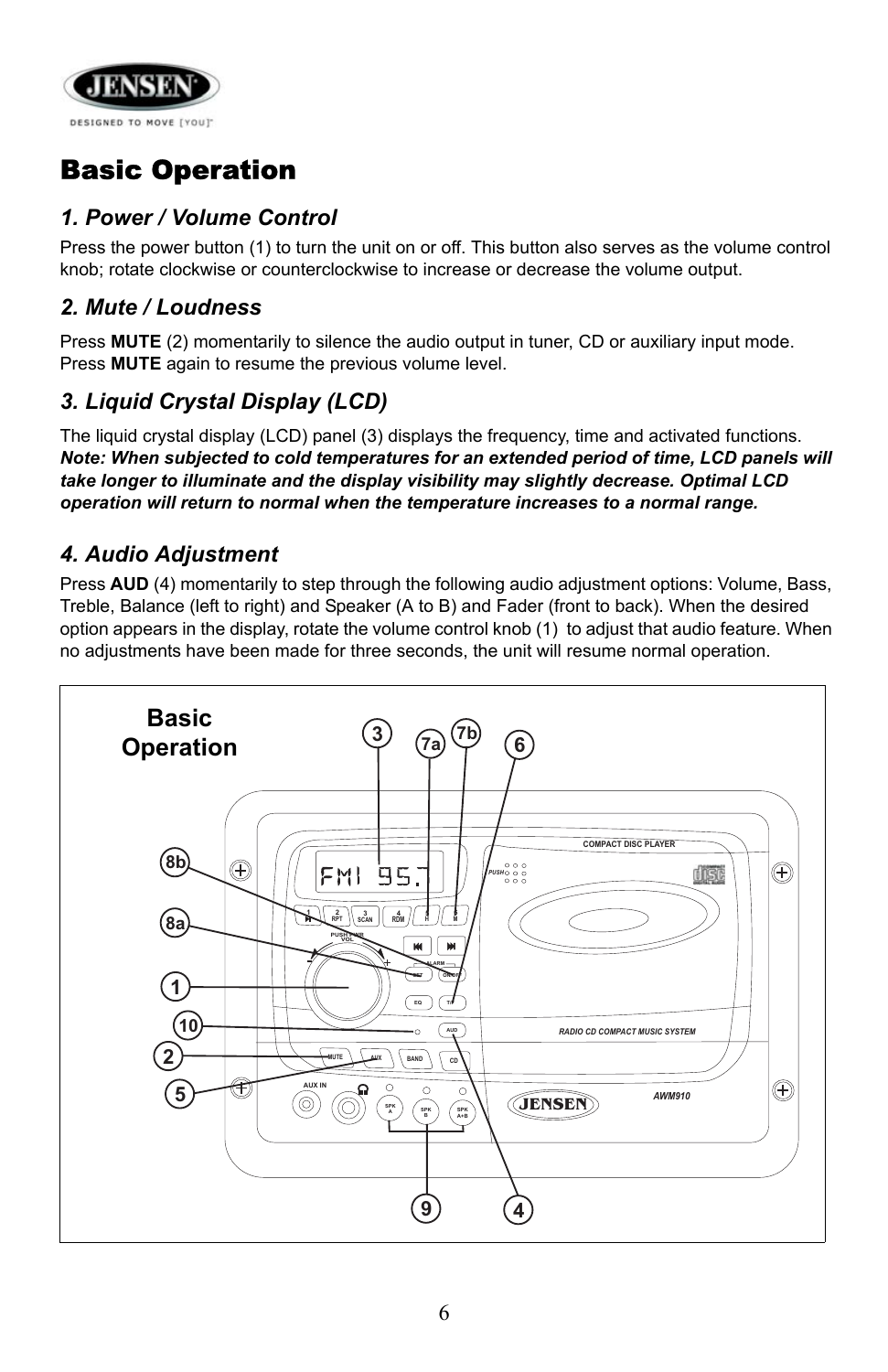# Basic Operation

## 1. Power / Volume Control

Press the power button (1) to turn the unit on or off. This button also serves as the volume control knob; rotate clockwise or counterclockwise to increase or decrease the volume output.

## 2. Mute / Loudness

Press **MUTE** (2) momentarily to silence the audio output in tuner, CD or auxiliary input mode. Press **MUTE** again to resume the previous volume level.

## 3. Liquid Crystal Display (LCD)

The liquid crystal display (LCD) panel (3) displays the frequency, time and activated functions. ***Note: When subjected to cold temperatures for an extended period of time, LCD panels will take longer to illuminate and the display visibility may slightly decrease. Optimal LCD operation will return to normal when the temperature increases to a normal range.***

## 4. Audio Adjustment

Press **AUD** (4) momentarily to step through the following audio adjustment options: Volume, Bass, Treble, Balance (left to right) and Speaker (A to B) and Fader (front to back). When the desired option appears in the display, rotate the volume control knob (1) to adjust that audio feature. When no adjustments have been made for three seconds, the unit will resume normal operation.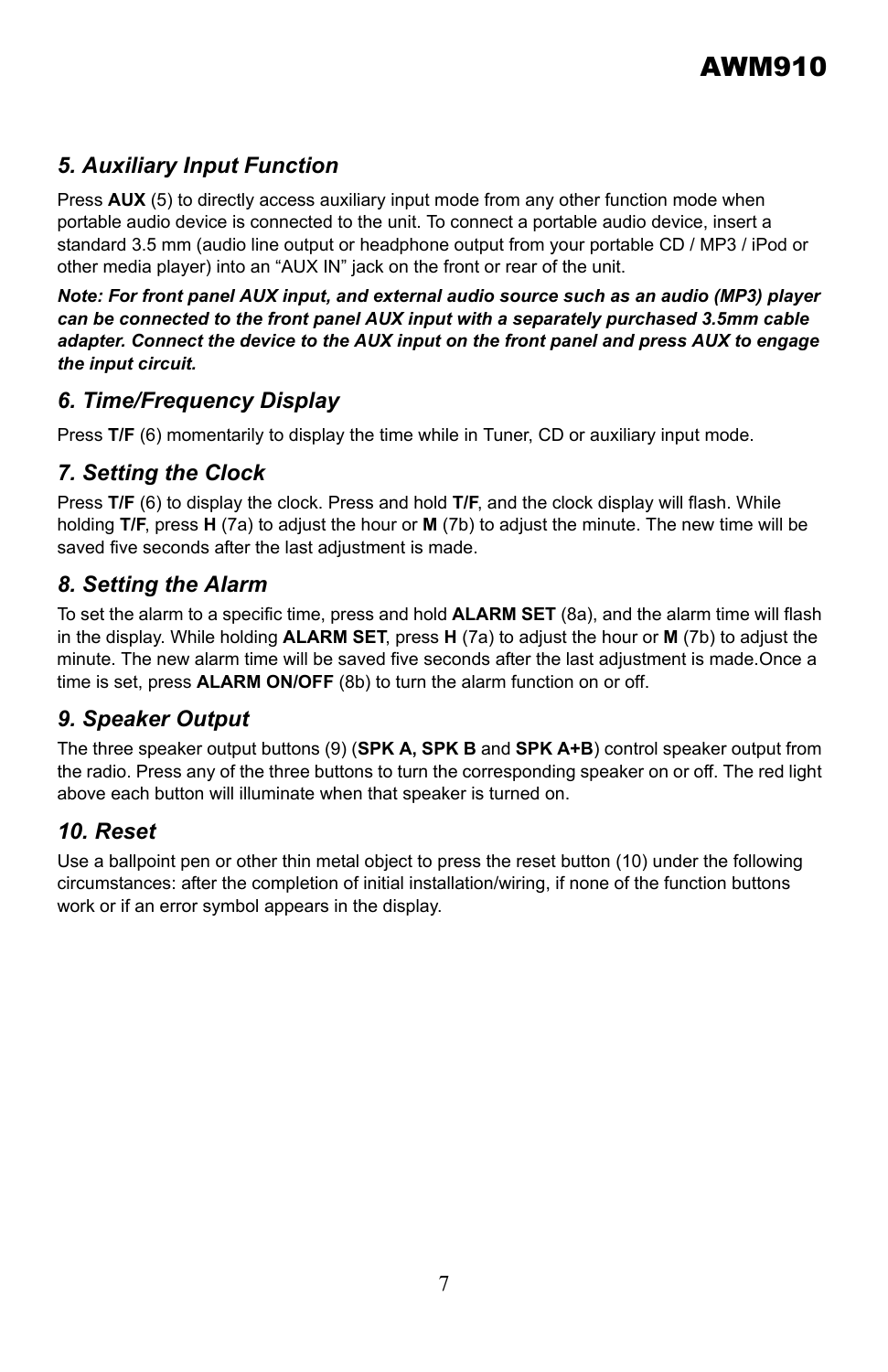### *5. Auxiliary Input Function*

Press **AUX** (5) to directly access auxiliary input mode from any other function mode when portable audio device is connected to the unit. To connect a portable audio device, insert a standard 3.5 mm (audio line output or headphone output from your portable CD / MP3 / iPod or other media player) into an “AUX IN” jack on the front or rear of the unit.

***Note: For front panel AUX input, and external audio source such as an audio (MP3) player can be connected to the front panel AUX input with a separately purchased 3.5mm cable adapter. Connect the device to the AUX input on the front panel and press AUX to engage the input circuit.***

### *6. Time/Frequency Display*

Press **T/F** (6) momentarily to display the time while in Tuner, CD or auxiliary input mode.

### *7. Setting the Clock*

Press **T/F** (6) to display the clock. Press and hold **T/F**, and the clock display will flash. While holding **T/F**, press **H** (7a) to adjust the hour or **M** (7b) to adjust the minute. The new time will be saved five seconds after the last adjustment is made.

### *8. Setting the Alarm*

To set the alarm to a specific time, press and hold **ALARM SET** (8a), and the alarm time will flash in the display. While holding **ALARM SET**, press **H** (7a) to adjust the hour or **M** (7b) to adjust the minute. The new alarm time will be saved five seconds after the last adjustment is made.Once a time is set, press **ALARM ON/OFF** (8b) to turn the alarm function on or off.

### *9. Speaker Output*

The three speaker output buttons (9) (**SPK A, SPK B** and **SPK A+B**) control speaker output from the radio. Press any of the three buttons to turn the corresponding speaker on or off. The red light above each button will illuminate when that speaker is turned on.

### *10. Reset*

Use a ballpoint pen or other thin metal object to press the reset button (10) under the following circumstances: after the completion of initial installation/wiring, if none of the function buttons work or if an error symbol appears in the display.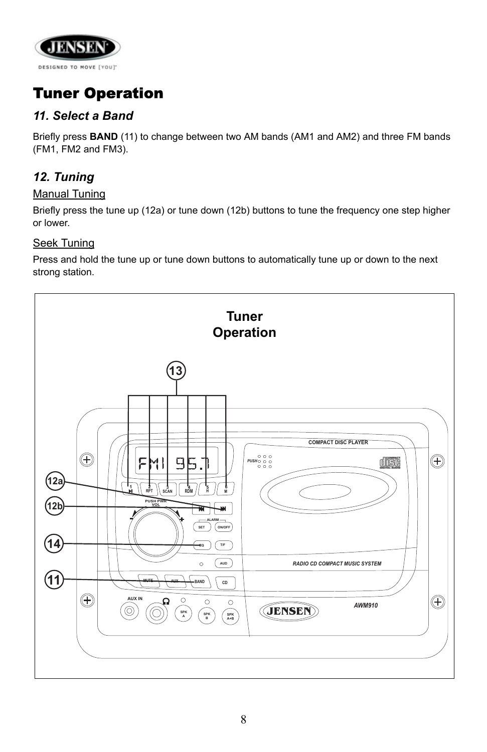# Tuner Operation

## *11. Select a Band*

Briefly press **BAND** (11) to change between two AM bands (AM1 and AM2) and three FM bands (FM1, FM2 and FM3).

## *12. Tuning*

### Manual Tuning

Briefly press the tune up (12a) or tune down (12b) buttons to tune the frequency one step higher or lower.

### Seek Tuning

Press and hold the tune up or tune down buttons to automatically tune up or down to the next strong station.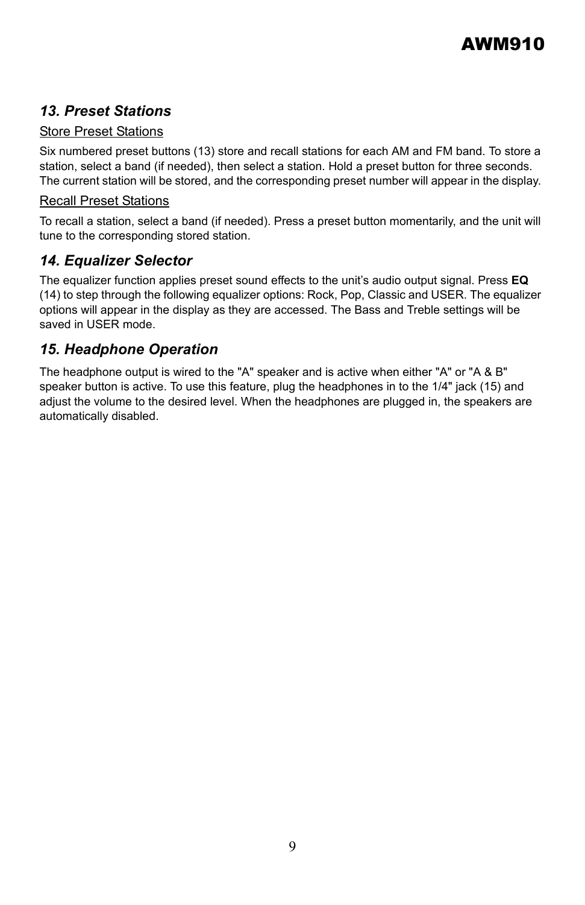## *13. Preset Stations*

Store Preset Stations

Six numbered preset buttons (13) store and recall stations for each AM and FM band. To store a station, select a band (if needed), then select a station. Hold a preset button for three seconds. The current station will be stored, and the corresponding preset number will appear in the display.

Recall Preset Stations

To recall a station, select a band (if needed). Press a preset button momentarily, and the unit will tune to the corresponding stored station.

## *14. Equalizer Selector*

The equalizer function applies preset sound effects to the unit's audio output signal. Press **EQ** (14) to step through the following equalizer options: Rock, Pop, Classic and USER. The equalizer options will appear in the display as they are accessed. The Bass and Treble settings will be saved in USER mode.

## *15. Headphone Operation*

The headphone output is wired to the "A" speaker and is active when either "A" or "A & B" speaker button is active. To use this feature, plug the headphones in to the 1/4" jack (15) and adjust the volume to the desired level. When the headphones are plugged in, the speakers are automatically disabled.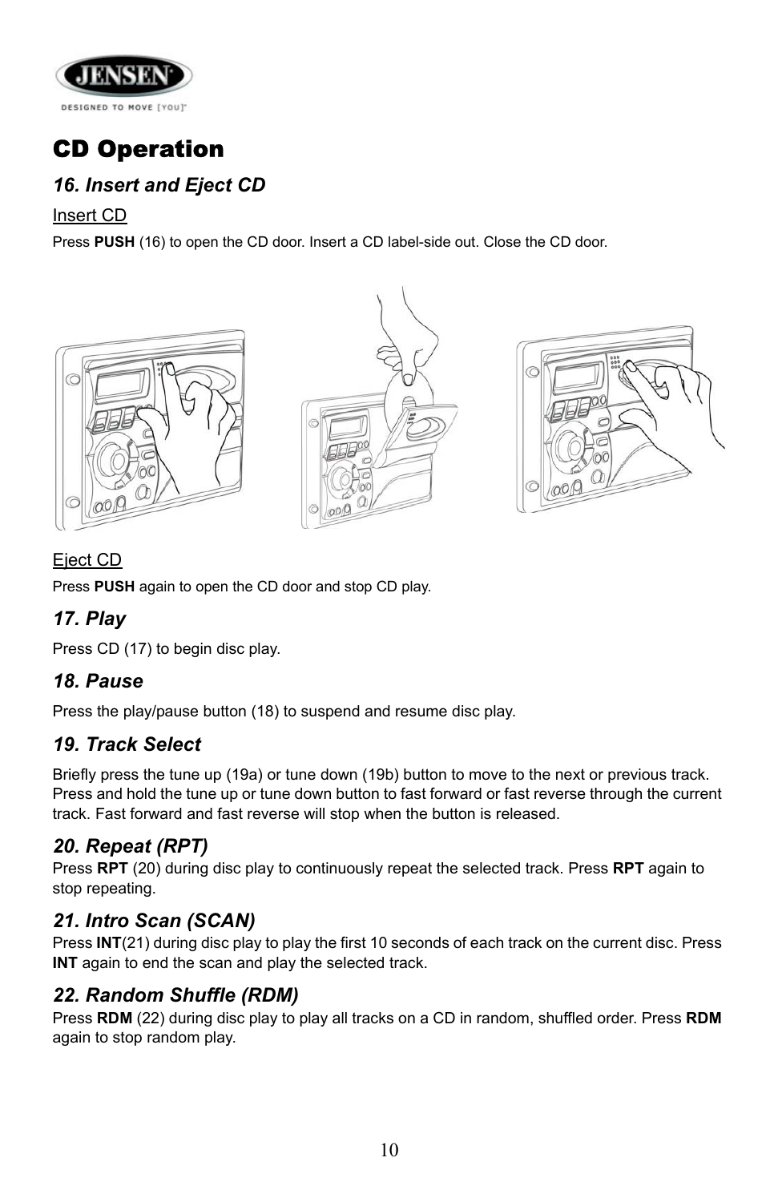# CD Operation

## 16. Insert and Eject CD

Insert CD

Press **PUSH** (16) to open the CD door. Insert a CD label-side out. Close the CD door.

Eject CD

Press **PUSH** again to open the CD door and stop CD play.

## 17. Play

Press CD (17) to begin disc play.

## 18. Pause

Press the play/pause button (18) to suspend and resume disc play.

## 19. Track Select

Briefly press the tune up (19a) or tune down (19b) button to move to the next or previous track. Press and hold the tune up or tune down button to fast forward or fast reverse through the current track. Fast forward and fast reverse will stop when the button is released.

## 20. Repeat (RPT)

Press **RPT** (20) during disc play to continuously repeat the selected track. Press **RPT** again to stop repeating.

## 21. Intro Scan (SCAN)

Press **INT**(21) during disc play to play the first 10 seconds of each track on the current disc. Press **INT** again to end the scan and play the selected track.

## 22. Random Shuffle (RDM)

Press **RDM** (22) during disc play to play all tracks on a CD in random, shuffled order. Press **RDM** again to stop random play.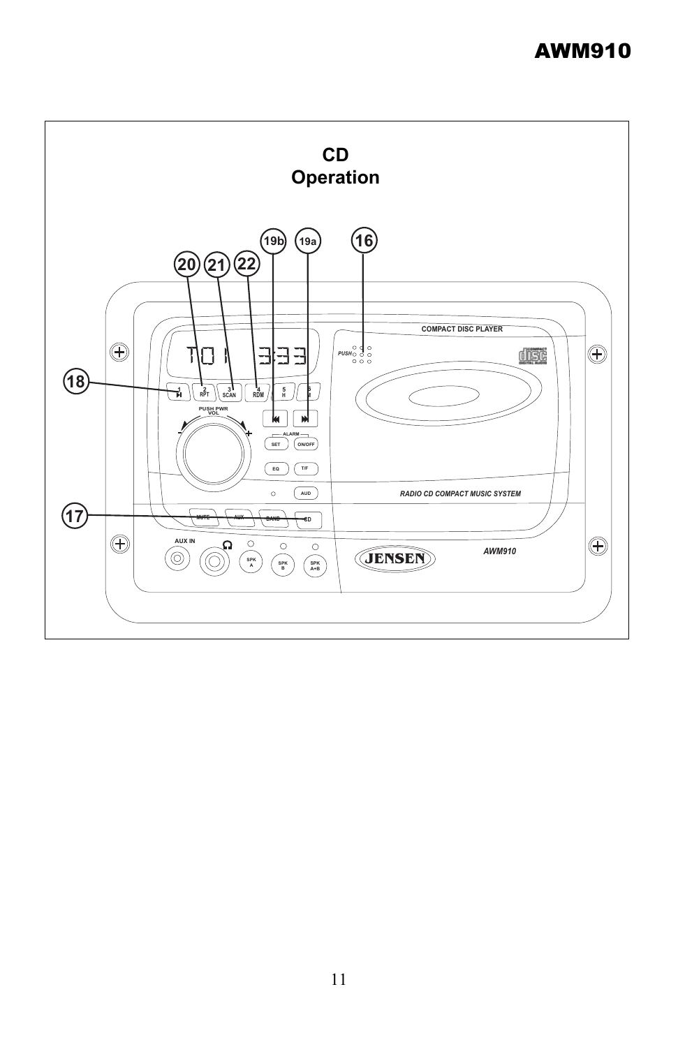# AWM910

## CD Operation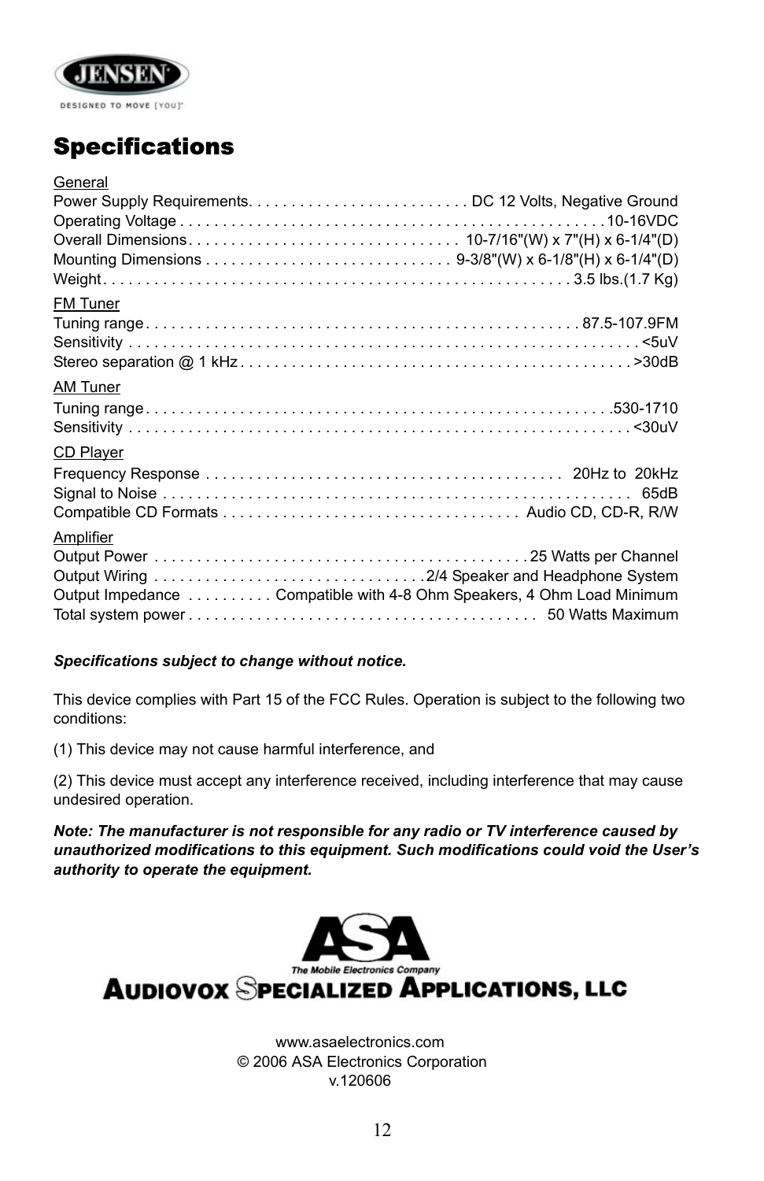# Specifications

General

Power Supply Requirements. . . . . . . . . . . . . . . . . . . . . . . . . . DC 12 Volts, Negative Ground
Operating Voltage . . . . . . . . . . . . . . . . . . . . . . . . . . . . . . . . . . . . . . . . . . . . . . . . .10-16VDC
Overall Dimensions. . . . . . . . . . . . . . . . . . . . . . . . . . . . . . . . 10-7/16"(W) x 7"(H) x 6-1/4"(D)
Mounting Dimensions . . . . . . . . . . . . . . . . . . . . . . . . . . . . 9-3/8"(W) x 6-1/8"(H) x 6-1/4"(D)
Weight . . . . . . . . . . . . . . . . . . . . . . . . . . . . . . . . . . . . . . . . . . . . . . . . . . . . . . 3.5 lbs.(1.7 Kg)

FM Tuner

Tuning range . . . . . . . . . . . . . . . . . . . . . . . . . . . . . . . . . . . . . . . . . . . . . . . . . . 87.5-107.9FM
Sensitivity . . . . . . . . . . . . . . . . . . . . . . . . . . . . . . . . . . . . . . . . . . . . . . . . . . . . . . . . . . . <5uV
Stereo separation @ 1 kHz . . . . . . . . . . . . . . . . . . . . . . . . . . . . . . . . . . . . . . . . . . . . . >30dB

AM Tuner

Tuning range . . . . . . . . . . . . . . . . . . . . . . . . . . . . . . . . . . . . . . . . . . . . . . . . . . . . . .530-1710
Sensitivity . . . . . . . . . . . . . . . . . . . . . . . . . . . . . . . . . . . . . . . . . . . . . . . . . . . . . . . . . . <30uV

CD Player

Frequency Response . . . . . . . . . . . . . . . . . . . . . . . . . . . . . . . . . . . . . . . . . 20Hz to 20kHz
Signal to Noise . . . . . . . . . . . . . . . . . . . . . . . . . . . . . . . . . . . . . . . . . . . . . . . . . . . . . 65dB
Compatible CD Formats . . . . . . . . . . . . . . . . . . . . . . . . . . . . . . . . . . Audio CD, CD-R, R/W

Amplifier

Output Power . . . . . . . . . . . . . . . . . . . . . . . . . . . . . . . . . . . . . . . . . . . 25 Watts per Channel
Output Wiring . . . . . . . . . . . . . . . . . . . . . . . . . . . . . . . .2/4 Speaker and Headphone System
Output Impedance . . . . . . . . . . Compatible with 4-8 Ohm Speakers, 4 Ohm Load Minimum
Total system power . . . . . . . . . . . . . . . . . . . . . . . . . . . . . . . . . . . . . . . . . 50 Watts Maximum

***Specifications subject to change without notice.***

This device complies with Part 15 of the FCC Rules. Operation is subject to the following two conditions:

(1) This device may not cause harmful interference, and

(2) This device must accept any interference received, including interference that may cause undesired operation.

***Note: The manufacturer is not responsible for any radio or TV interference caused by unauthorized modifications to this equipment. Such modifications could void the User's authority to operate the equipment.***

ASA
The Mobile Electronics Company
AUDIOVOX SPECIALIZED APPLICATIONS, LLC

www.asaelectronics.com
© 2006 ASA Electronics Corporation
v.120606